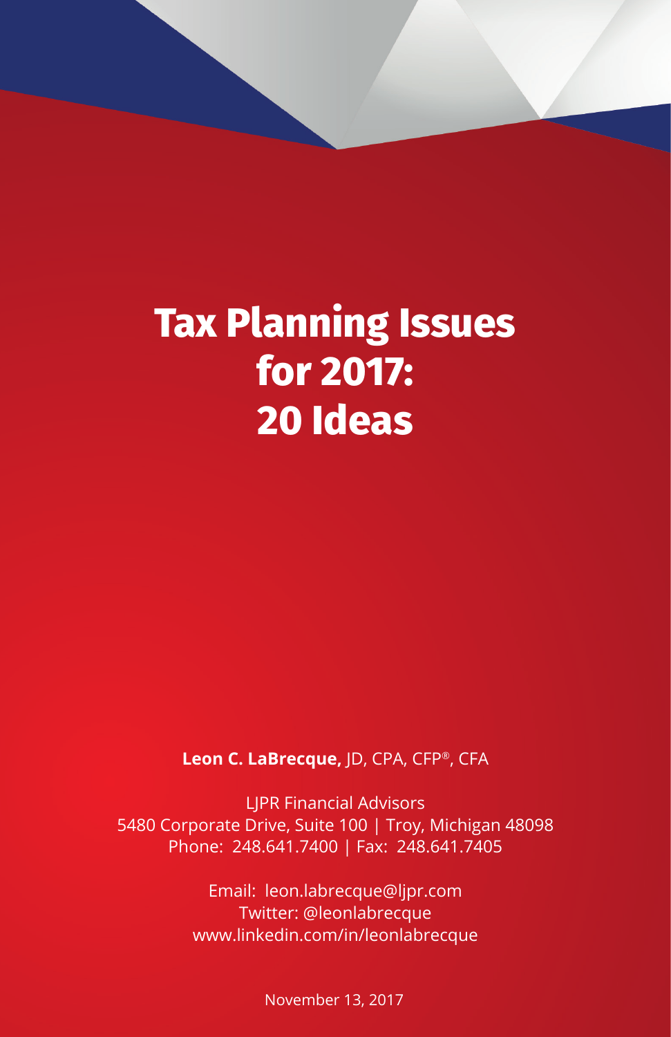# Tax Planning Issues for 2017: 20 Ideas

**Leon C. LaBrecque,** JD, CPA, CFP®, CFA

LJPR Financial Advisors
5480 Corporate Drive, Suite 100 | Troy, Michigan 48098
Phone: 248.641.7400 | Fax: 248.641.7405

Email: leon.labrecque@ljpr.com
Twitter: @leonlabrecque
www.linkedin.com/in/leonlabrecque

November 13, 2017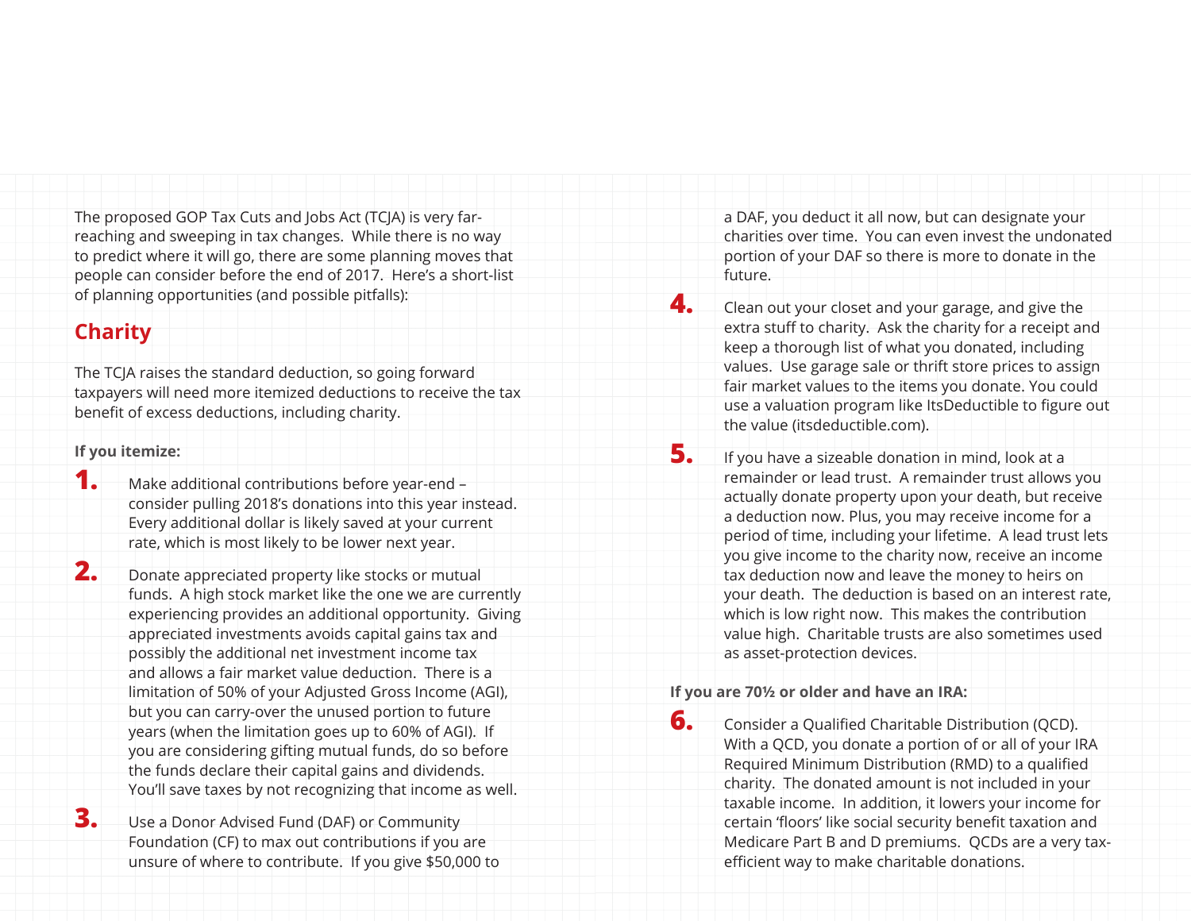The proposed GOP Tax Cuts and Jobs Act (TCJA) is very far-reaching and sweeping in tax changes. While there is no way to predict where it will go, there are some planning moves that people can consider before the end of 2017. Here's a short-list of planning opportunities (and possible pitfalls):

## Charity

The TCJA raises the standard deduction, so going forward taxpayers will need more itemized deductions to receive the tax benefit of excess deductions, including charity.

**If you itemize:**

1. Make additional contributions before year-end – consider pulling 2018's donations into this year instead. Every additional dollar is likely saved at your current rate, which is most likely to be lower next year.
2. Donate appreciated property like stocks or mutual funds. A high stock market like the one we are currently experiencing provides an additional opportunity. Giving appreciated investments avoids capital gains tax and possibly the additional net investment income tax and allows a fair market value deduction. There is a limitation of 50% of your Adjusted Gross Income (AGI), but you can carry-over the unused portion to future years (when the limitation goes up to 60% of AGI). If you are considering gifting mutual funds, do so before the funds declare their capital gains and dividends. You'll save taxes by not recognizing that income as well.
3. Use a Donor Advised Fund (DAF) or Community Foundation (CF) to max out contributions if you are unsure of where to contribute. If you give $50,000 to a DAF, you deduct it all now, but can designate your charities over time. You can even invest the undonated portion of your DAF so there is more to donate in the future.
4. Clean out your closet and your garage, and give the extra stuff to charity. Ask the charity for a receipt and keep a thorough list of what you donated, including values. Use garage sale or thrift store prices to assign fair market values to the items you donate. You could use a valuation program like ItsDeductible to figure out the value (itsdeductible.com).
5. If you have a sizeable donation in mind, look at a remainder or lead trust. A remainder trust allows you actually donate property upon your death, but receive a deduction now. Plus, you may receive income for a period of time, including your lifetime. A lead trust lets you give income to the charity now, receive an income tax deduction now and leave the money to heirs on your death. The deduction is based on an interest rate, which is low right now. This makes the contribution value high. Charitable trusts are also sometimes used as asset-protection devices.

**If you are 70½ or older and have an IRA:**

6. Consider a Qualified Charitable Distribution (QCD). With a QCD, you donate a portion of or all of your IRA Required Minimum Distribution (RMD) to a qualified charity. The donated amount is not included in your taxable income. In addition, it lowers your income for certain 'floors' like social security benefit taxation and Medicare Part B and D premiums. QCDs are a very tax-efficient way to make charitable donations.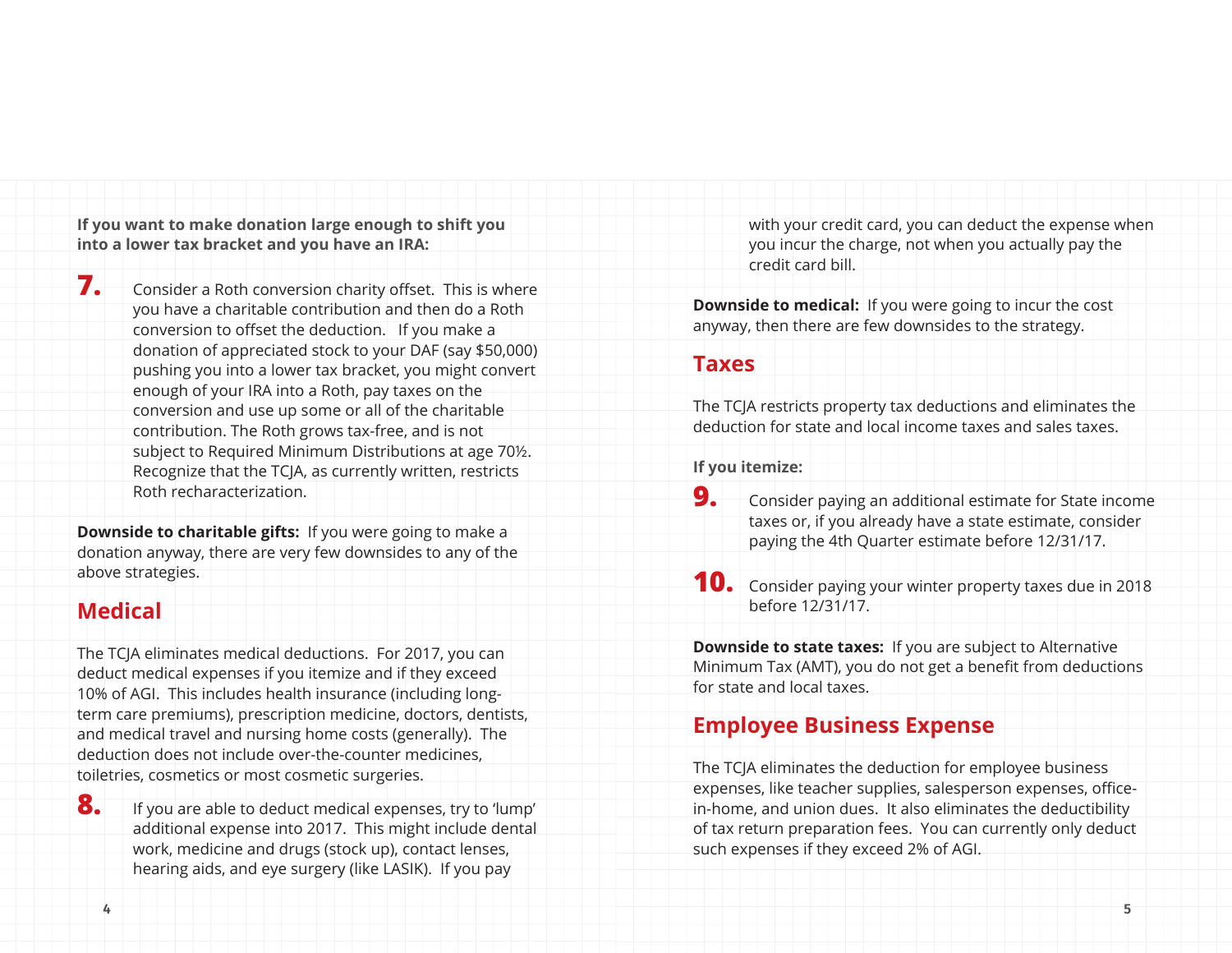**If you want to make donation large enough to shift you into a lower tax bracket and you have an IRA:**

**7.** Consider a Roth conversion charity offset. This is where you have a charitable contribution and then do a Roth conversion to offset the deduction. If you make a donation of appreciated stock to your DAF (say $50,000) pushing you into a lower tax bracket, you might convert enough of your IRA into a Roth, pay taxes on the conversion and use up some or all of the charitable contribution. The Roth grows tax-free, and is not subject to Required Minimum Distributions at age 70½. Recognize that the TCJA, as currently written, restricts Roth recharacterization.

**Downside to charitable gifts:** If you were going to make a donation anyway, there are very few downsides to any of the above strategies.

## Medical

The TCJA eliminates medical deductions. For 2017, you can deduct medical expenses if you itemize and if they exceed 10% of AGI. This includes health insurance (including long-term care premiums), prescription medicine, doctors, dentists, and medical travel and nursing home costs (generally). The deduction does not include over-the-counter medicines, toiletries, cosmetics or most cosmetic surgeries.

**8.** If you are able to deduct medical expenses, try to 'lump' additional expense into 2017. This might include dental work, medicine and drugs (stock up), contact lenses, hearing aids, and eye surgery (like LASIK). If you pay with your credit card, you can deduct the expense when you incur the charge, not when you actually pay the credit card bill.

**Downside to medical:** If you were going to incur the cost anyway, then there are few downsides to the strategy.

## Taxes

The TCJA restricts property tax deductions and eliminates the deduction for state and local income taxes and sales taxes.

**If you itemize:**

**9.** Consider paying an additional estimate for State income taxes or, if you already have a state estimate, consider paying the 4th Quarter estimate before 12/31/17.

**10.** Consider paying your winter property taxes due in 2018 before 12/31/17.

**Downside to state taxes:** If you are subject to Alternative Minimum Tax (AMT), you do not get a benefit from deductions for state and local taxes.

## Employee Business Expense

The TCJA eliminates the deduction for employee business expenses, like teacher supplies, salesperson expenses, office-in-home, and union dues. It also eliminates the deductibility of tax return preparation fees. You can currently only deduct such expenses if they exceed 2% of AGI.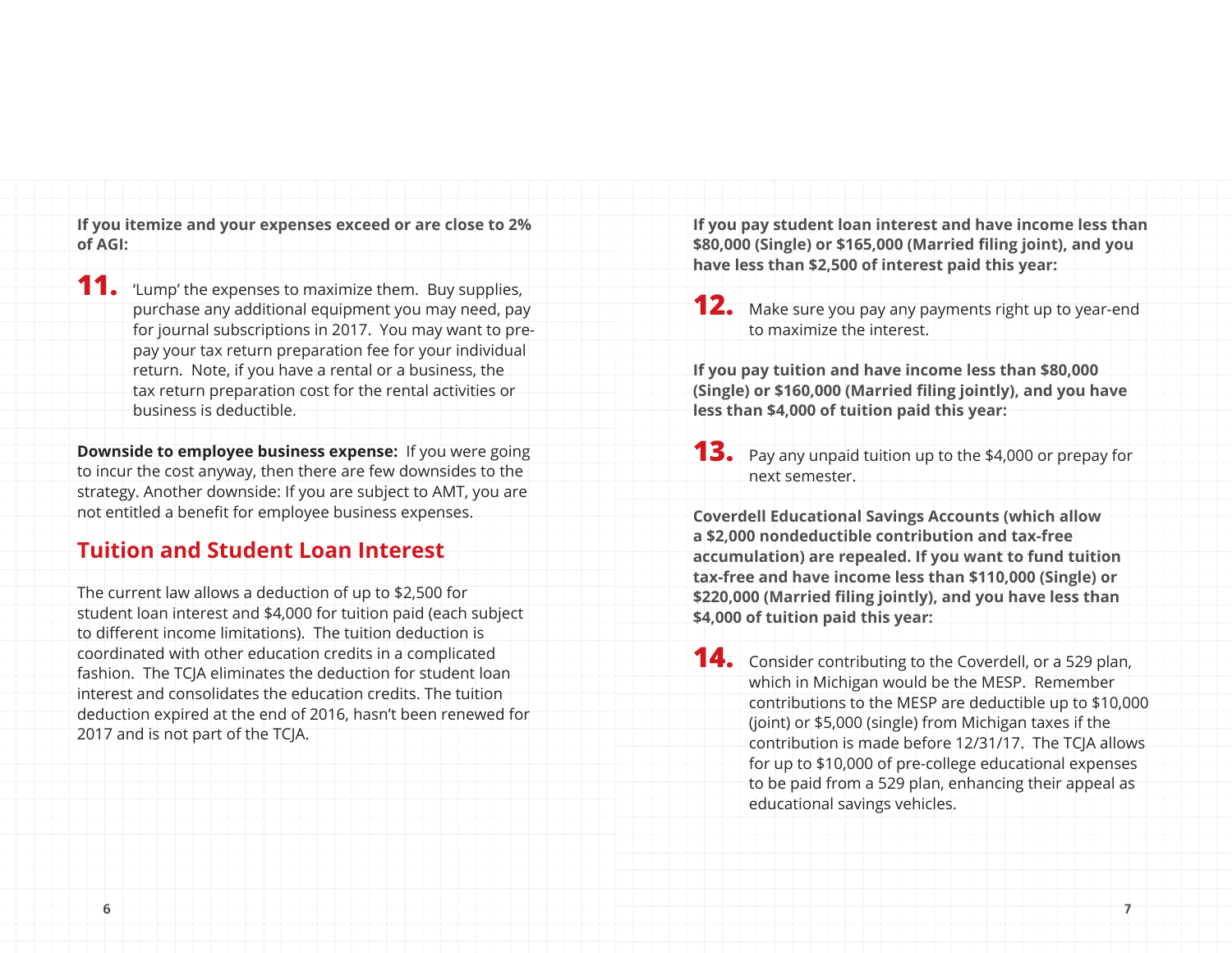**If you itemize and your expenses exceed or are close to 2% of AGI:**

**11.** 'Lump' the expenses to maximize them. Buy supplies, purchase any additional equipment you may need, pay for journal subscriptions in 2017. You may want to pre-pay your tax return preparation fee for your individual return. Note, if you have a rental or a business, the tax return preparation cost for the rental activities or business is deductible.

**Downside to employee business expense:** If you were going to incur the cost anyway, then there are few downsides to the strategy. Another downside: If you are subject to AMT, you are not entitled a benefit for employee business expenses.

## Tuition and Student Loan Interest

The current law allows a deduction of up to $2,500 for student loan interest and $4,000 for tuition paid (each subject to different income limitations). The tuition deduction is coordinated with other education credits in a complicated fashion. The TCJA eliminates the deduction for student loan interest and consolidates the education credits. The tuition deduction expired at the end of 2016, hasn't been renewed for 2017 and is not part of the TCJA.

**If you pay student loan interest and have income less than $80,000 (Single) or $165,000 (Married filing joint), and you have less than $2,500 of interest paid this year:**

**12.** Make sure you pay any payments right up to year-end to maximize the interest.

**If you pay tuition and have income less than $80,000 (Single) or $160,000 (Married filing jointly), and you have less than $4,000 of tuition paid this year:**

**13.** Pay any unpaid tuition up to the $4,000 or prepay for next semester.

**Coverdell Educational Savings Accounts (which allow a $2,000 nondeductible contribution and tax-free accumulation) are repealed. If you want to fund tuition tax-free and have income less than $110,000 (Single) or $220,000 (Married filing jointly), and you have less than $4,000 of tuition paid this year:**

**14.** Consider contributing to the Coverdell, or a 529 plan, which in Michigan would be the MESP. Remember contributions to the MESP are deductible up to $10,000 (joint) or $5,000 (single) from Michigan taxes if the contribution is made before 12/31/17. The TCJA allows for up to $10,000 of pre-college educational expenses to be paid from a 529 plan, enhancing their appeal as educational savings vehicles.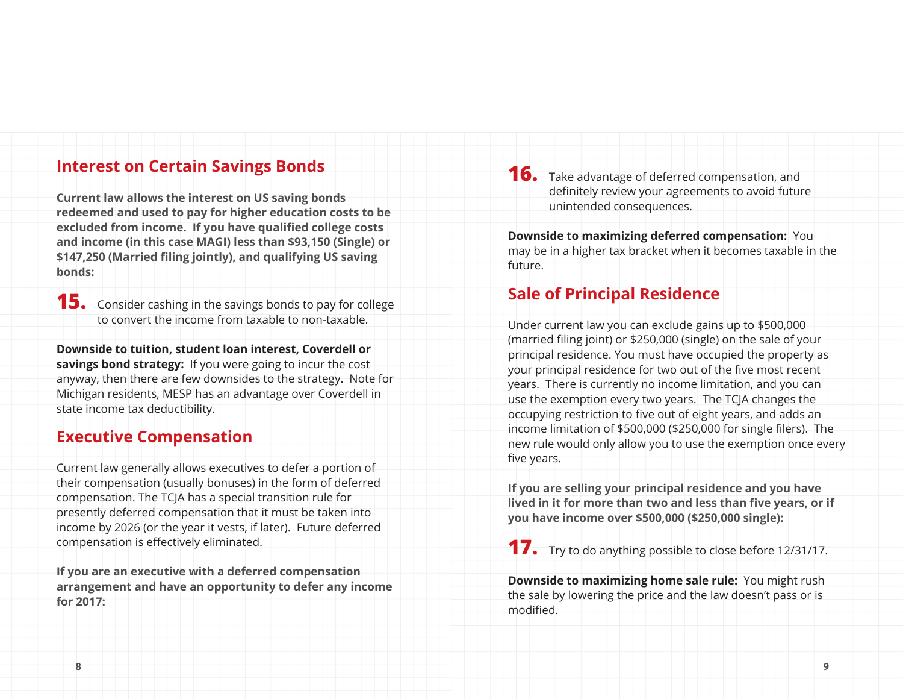## Interest on Certain Savings Bonds

**Current law allows the interest on US saving bonds redeemed and used to pay for higher education costs to be excluded from income. If you have qualified college costs and income (in this case MAGI) less than $93,150 (Single) or $147,250 (Married filing jointly), and qualifying US saving bonds:**

**15.** Consider cashing in the savings bonds to pay for college to convert the income from taxable to non-taxable.

**Downside to tuition, student loan interest, Coverdell or savings bond strategy:** If you were going to incur the cost anyway, then there are few downsides to the strategy. Note for Michigan residents, MESP has an advantage over Coverdell in state income tax deductibility.

## Executive Compensation

Current law generally allows executives to defer a portion of their compensation (usually bonuses) in the form of deferred compensation. The TCJA has a special transition rule for presently deferred compensation that it must be taken into income by 2026 (or the year it vests, if later). Future deferred compensation is effectively eliminated.

**If you are an executive with a deferred compensation arrangement and have an opportunity to defer any income for 2017:**

**16.** Take advantage of deferred compensation, and definitely review your agreements to avoid future unintended consequences.

**Downside to maximizing deferred compensation:** You may be in a higher tax bracket when it becomes taxable in the future.

## Sale of Principal Residence

Under current law you can exclude gains up to $500,000 (married filing joint) or $250,000 (single) on the sale of your principal residence. You must have occupied the property as your principal residence for two out of the five most recent years. There is currently no income limitation, and you can use the exemption every two years. The TCJA changes the occupying restriction to five out of eight years, and adds an income limitation of $500,000 ($250,000 for single filers). The new rule would only allow you to use the exemption once every five years.

**If you are selling your principal residence and you have lived in it for more than two and less than five years, or if you have income over $500,000 ($250,000 single):**

**17.** Try to do anything possible to close before 12/31/17.

**Downside to maximizing home sale rule:** You might rush the sale by lowering the price and the law doesn't pass or is modified.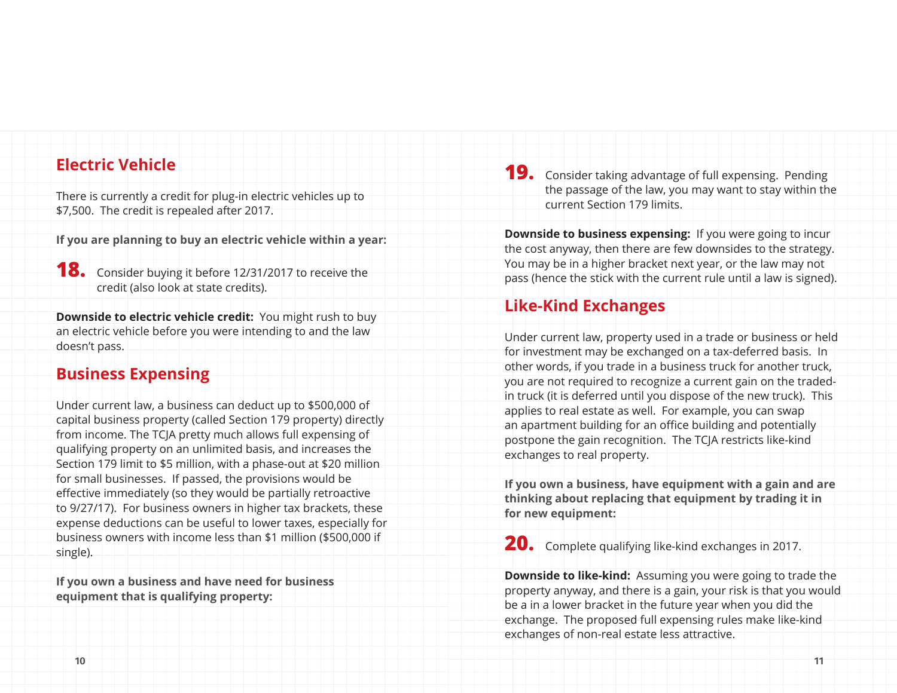## Electric Vehicle

There is currently a credit for plug-in electric vehicles up to $7,500. The credit is repealed after 2017.

**If you are planning to buy an electric vehicle within a year:**

**18.** Consider buying it before 12/31/2017 to receive the credit (also look at state credits).

**Downside to electric vehicle credit:** You might rush to buy an electric vehicle before you were intending to and the law doesn't pass.

## Business Expensing

Under current law, a business can deduct up to $500,000 of capital business property (called Section 179 property) directly from income. The TCJA pretty much allows full expensing of qualifying property on an unlimited basis, and increases the Section 179 limit to $5 million, with a phase-out at $20 million for small businesses. If passed, the provisions would be effective immediately (so they would be partially retroactive to 9/27/17). For business owners in higher tax brackets, these expense deductions can be useful to lower taxes, especially for business owners with income less than $1 million ($500,000 if single).

**If you own a business and have need for business equipment that is qualifying property:**

**19.** Consider taking advantage of full expensing. Pending the passage of the law, you may want to stay within the current Section 179 limits.

**Downside to business expensing:** If you were going to incur the cost anyway, then there are few downsides to the strategy. You may be in a higher bracket next year, or the law may not pass (hence the stick with the current rule until a law is signed).

## Like-Kind Exchanges

Under current law, property used in a trade or business or held for investment may be exchanged on a tax-deferred basis. In other words, if you trade in a business truck for another truck, you are not required to recognize a current gain on the traded-in truck (it is deferred until you dispose of the new truck). This applies to real estate as well. For example, you can swap an apartment building for an office building and potentially postpone the gain recognition. The TCJA restricts like-kind exchanges to real property.

**If you own a business, have equipment with a gain and are thinking about replacing that equipment by trading it in for new equipment:**

**20.** Complete qualifying like-kind exchanges in 2017.

**Downside to like-kind:** Assuming you were going to trade the property anyway, and there is a gain, your risk is that you would be a in a lower bracket in the future year when you did the exchange. The proposed full expensing rules make like-kind exchanges of non-real estate less attractive.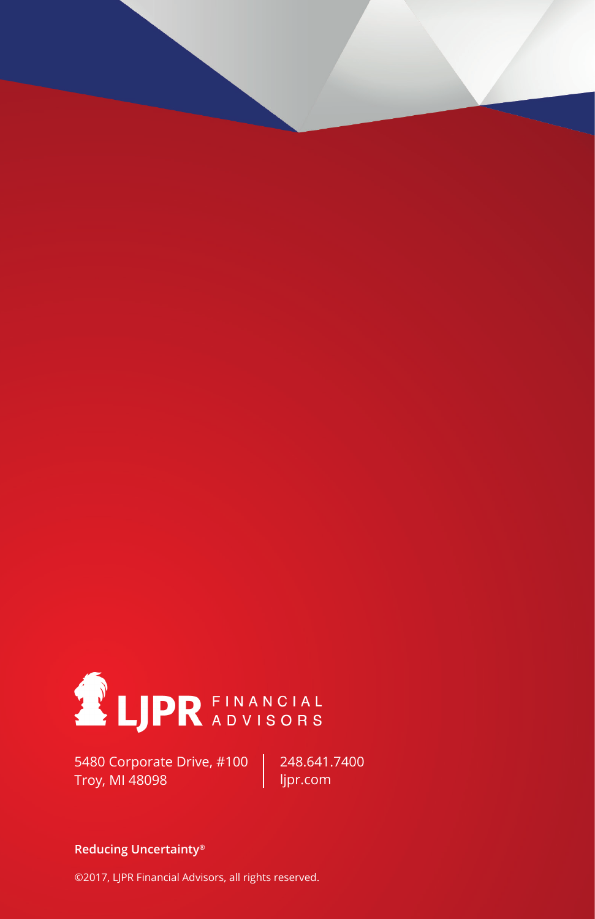LJPR FINANCIAL ADVISORS

5480 Corporate Drive, #100
Troy, MI 48098

248.641.7400
ljpr.com

**Reducing Uncertainty®**

©2017, LJPR Financial Advisors, all rights reserved.